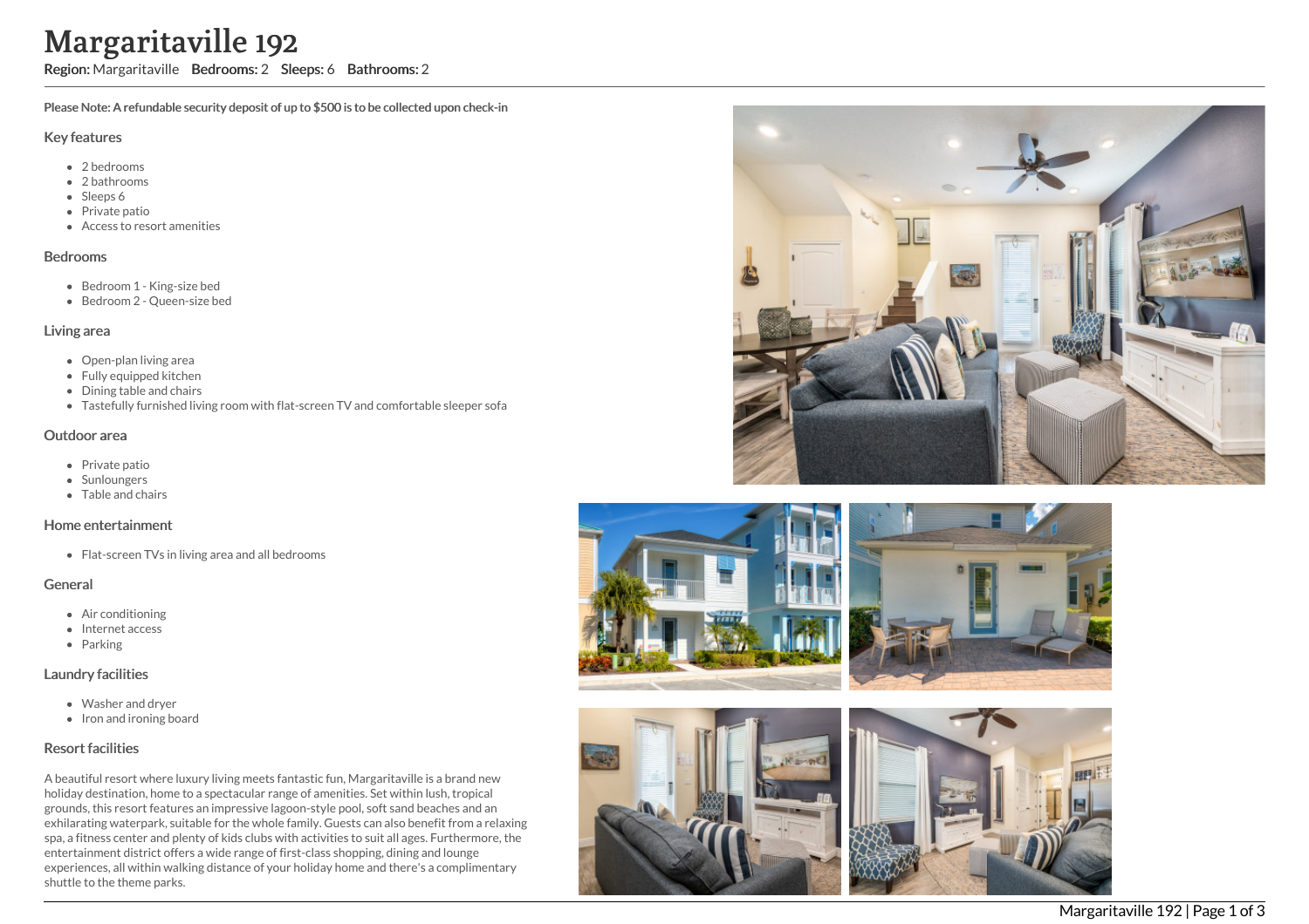# Margaritaville 192

**Region:** Margaritaville **Bedrooms:** 2 **Sleeps:** 6 **Bathrooms:** 2

**Please Note: A refundable security deposit of up to $500 is to be collected upon check-in**

## Key features

- 2 bedrooms
- 2 bathrooms
- Sleeps 6
- Private patio
- Access to resort amenities

## Bedrooms

- Bedroom 1 - King-size bed
- Bedroom 2 - Queen-size bed

## Living area

- Open-plan living area
- Fully equipped kitchen
- Dining table and chairs
- Tastefully furnished living room with flat-screen TV and comfortable sleeper sofa

## Outdoor area

- Private patio
- Sunloungers
- Table and chairs

## Home entertainment

- Flat-screen TVs in living area and all bedrooms

## General

- Air conditioning
- Internet access
- Parking

## Laundry facilities

- Washer and dryer
- Iron and ironing board

## Resort facilities

A beautiful resort where luxury living meets fantastic fun, Margaritaville is a brand new holiday destination, home to a spectacular range of amenities. Set within lush, tropical grounds, this resort features an impressive lagoon-style pool, soft sand beaches and an exhilarating waterpark, suitable for the whole family. Guests can also benefit from a relaxing spa, a fitness center and plenty of kids clubs with activities to suit all ages. Furthermore, the entertainment district offers a wide range of first-class shopping, dining and lounge experiences, all within walking distance of your holiday home and there's a complimentary shuttle to the theme parks.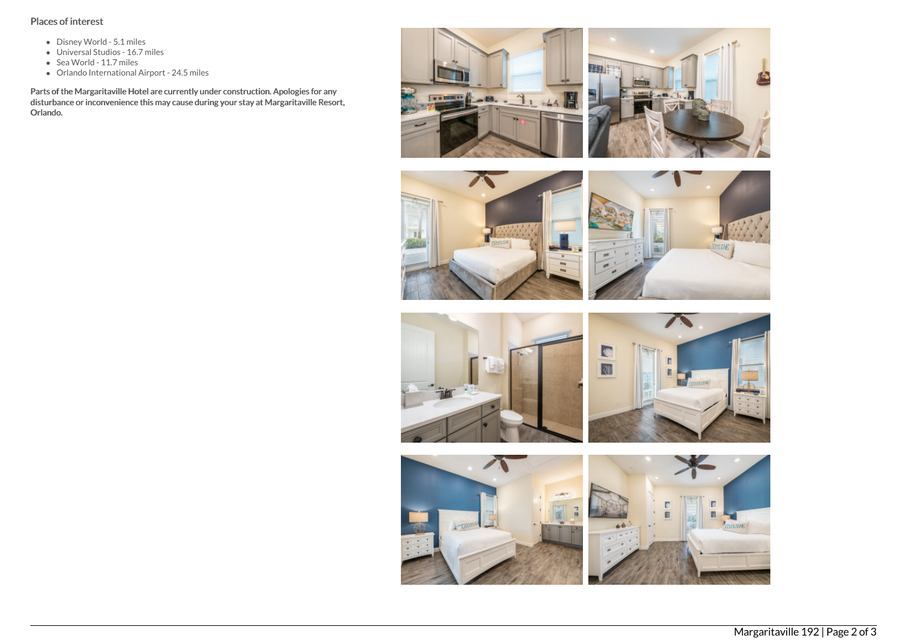### Places of interest

- Disney World - 5.1 miles
- Universal Studios - 16.7 miles
- Sea World - 11.7 miles
- Orlando International Airport - 24.5 miles

**Parts of the Margaritaville Hotel are currently under construction. Apologies for any disturbance or inconvenience this may cause during your stay at Margaritaville Resort, Orlando.**